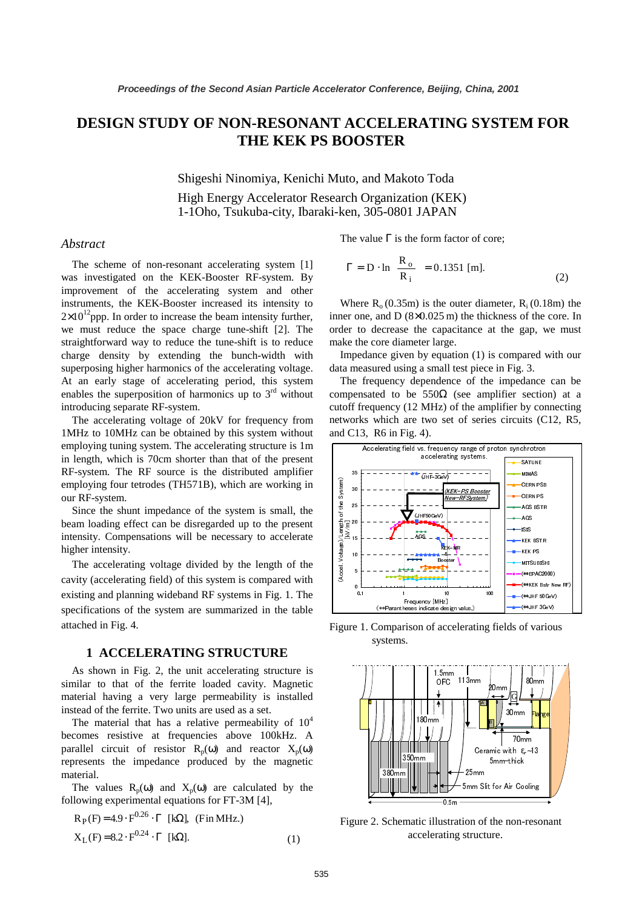# DESIGN STUDY OF NON-RESONANT ACCELERATING SYSTEM FOR THE KEK PS BOOSTER

Shigeshi Ninomiya, Kenichi Muto, and Makoto Toda

High Energy Accelerator Research Organization (KEK)
1-1Oho, Tsukuba-city, Ibaraki-ken, 305-0801 JAPAN

*Abstract*

The scheme of non-resonant accelerating system [1] was investigated on the KEK-Booster RF-system. By improvement of the accelerating system and other instruments, the KEK-Booster increased its intensity to $2\times10^{12}$ppp. In order to increase the beam intensity further, we must reduce the space charge tune-shift [2]. The straightforward way to reduce the tune-shift is to reduce charge density by extending the bunch-width with superposing higher harmonics of the accelerating voltage. At an early stage of accelerating period, this system enables the superposition of harmonics up to 3rd without introducing separate RF-system.

The accelerating voltage of 20kV for frequency from 1MHz to 10MHz can be obtained by this system without employing tuning system. The accelerating structure is 1m in length, which is 70cm shorter than that of the present RF-system. The RF source is the distributed amplifier employing four tetrodes (TH571B), which are working in our RF-system.

Since the shunt impedance of the system is small, the beam loading effect can be disregarded up to the present intensity. Compensations will be necessary to accelerate higher intensity.

The accelerating voltage divided by the length of the cavity (accelerating field) of this system is compared with existing and planning wideband RF systems in Fig. 1. The specifications of the system are summarized in the table attached in Fig. 4.

## 1 ACCELERATING STRUCTURE

As shown in Fig. 2, the unit accelerating structure is similar to that of the ferrite loaded cavity. Magnetic material having a very large permeability is installed instead of the ferrite. Two units are used as a set.

The material that has a relative permeability of $10^4$ becomes resistive at frequencies above 100kHz. A parallel circuit of resistor $R_p(\omega)$ and reactor $X_p(\omega)$ represents the impedance produced by magnetic material.

The values $R_p(\omega)$ and $X_p(\omega)$ are calculated by the following experimental equations for FT-3M [4],

$$R_P(F) = 4.9 \cdot F^{0.26} \cdot \Gamma \ \ [\mathrm{k}\Omega], \ \ (F \text{ in MHz.})$$
$$X_L(F) = 8.2 \cdot F^{0.24} \cdot \Gamma \ \ [\mathrm{k}\Omega]. \qquad (1)$$

The value $\Gamma$ is the form factor of core;

$$\Gamma = D \cdot \ln \frac{R_o}{R_i} = 0.1351 \text{ [m].} \qquad (2)$$

Where $R_o$ (0.35m) is the outer diameter, $R_i$ (0.18m) the inner one, and D ($8\times0.025$ m) the thickness of the core. In order to decrease the capacitance at the gap, we must make the core diameter large.

Impedance given by equation (1) is compared with our data measured using a small test piece in Fig. 3.

The frequency dependence of the impedance can be compensated to be 550Ω (see amplifier section) at a cutoff frequency (12 MHz) of the amplifier by connecting networks which are two set of series circuits (C12, R5, and C13, R6 in Fig. 4).

Figure 1. Comparison of accelerating fields of various systems.

Figure 2. Schematic illustration of the non-resonant accelerating structure.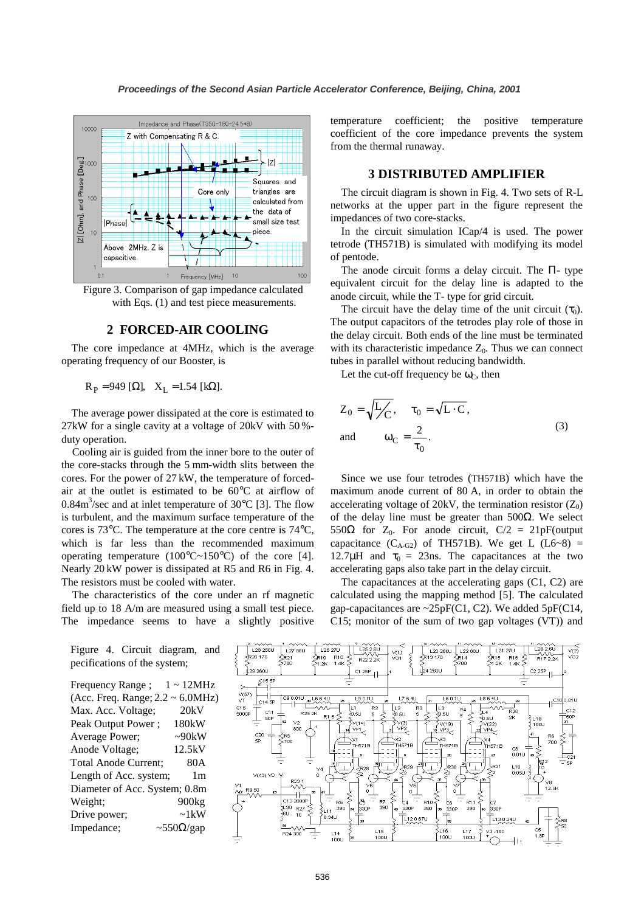Figure 3. Comparison of gap impedance calculated with Eqs. (1) and test piece measurements.

## 2 FORCED-AIR COOLING

The core impedance at 4MHz, which is the average operating frequency of our Booster, is

$$R_P = 949\ [\Omega],\quad X_L = 1.54\ [k\Omega].$$

The average power dissipated at the core is estimated to 27kW for a single cavity at a voltage of 20kV with 50%-duty operation.

Cooling air is guided from the inner bore to the outer of the core-stacks through the 5 mm-width slits between the cores. For the power of 27 kW, the temperature of forced-air at the outlet is estimated to be 60°C at airflow of 0.84$m^3$/sec and at inlet temperature of 30°C [3]. The flow is turbulent, and the maximum surface temperature of the cores is 73°C. The temperature at the core centre is 74°C, which is far less than the recommended maximum operating temperature (100°C~150°C) of the core [4]. Nearly 20 kW power is dissipated at R5 and R6 in Fig. 4. The resistors must be cooled with water.

The characteristics of the core under an rf magnetic field up to 18 A/m are measured using a small test piece. The impedance seems to have a slightly positive temperature coefficient; the positive temperature coefficient of the core impedance prevents the system from the thermal runaway.

## 3 DISTRIBUTED AMPLIFIER

The circuit diagram is shown in Fig. 4. Two sets of R-L networks at the upper part in the figure represent the impedances of two core-stacks.

In the circuit simulation ICap/4 is used. The power tetrode (TH571B) is simulated with modifying its model of pentode.

The anode circuit forms a delay circuit. The Π- type equivalent circuit for the delay line is adapted to the anode circuit, while the T- type for grid circuit.

The circuit have the delay time of the unit circuit ($\tau_0$). The output capacitors of the tetrodes play role of those in the delay circuit. Both ends of the line must be terminated with its characteristic impedance $Z_0$. Thus we can connect tubes in parallel without reducing bandwidth.

Let the cut-off frequency be $\omega_C$, then

$$Z_0 = \sqrt{L/C},\quad \tau_0 = \sqrt{L \cdot C},$$
$$\text{and}\qquad \omega_C = \frac{2}{\tau_0}. \tag{3}$$

Since we use four tetrodes (TH571B) which have the maximum anode current of 80 A, in order to obtain the accelerating voltage of 20kV, the termination resistor ($Z_0$) of the delay line must be greater than 500Ω. We select 550Ω for $Z_0$. For anode circuit, C/2 = 21pF(output capacitance ($C_{A\text{-}G2}$) of TH571B). We get L (L6~8) = 12.7μH and $\tau_0$ = 23ns. The capacitances at the two accelerating gaps also take part in the delay circuit.

The capacitances at the accelerating gaps (C1, C2) are calculated using the mapping method [5]. The calculated gap-capacitances are ~25pF(C1, C2). We added 5pF(C14, C15; monitor of the sum of two gap voltages (VT)) and

Figure 4. Circuit diagram, and pecifications of the system;

| | |
|---|---|
| Frequency Range ; | 1 ~ 12MHz |
| (Acc. Freq. Range; 2.2 ~ 6.0MHz) | |
| Max. Acc. Voltage; | 20kV |
| Peak Output Power ; | 180kW |
| Average Power; | ~90kW |
| Anode Voltage; | 12.5kV |
| Total Anode Current; | 80A |
| Length of Acc. system; | 1m |
| Diameter of Acc. System; | 0.8m |
| Weight; | 900kg |
| Drive power; | ~1kW |
| Impedance; | ~550Ω/gap |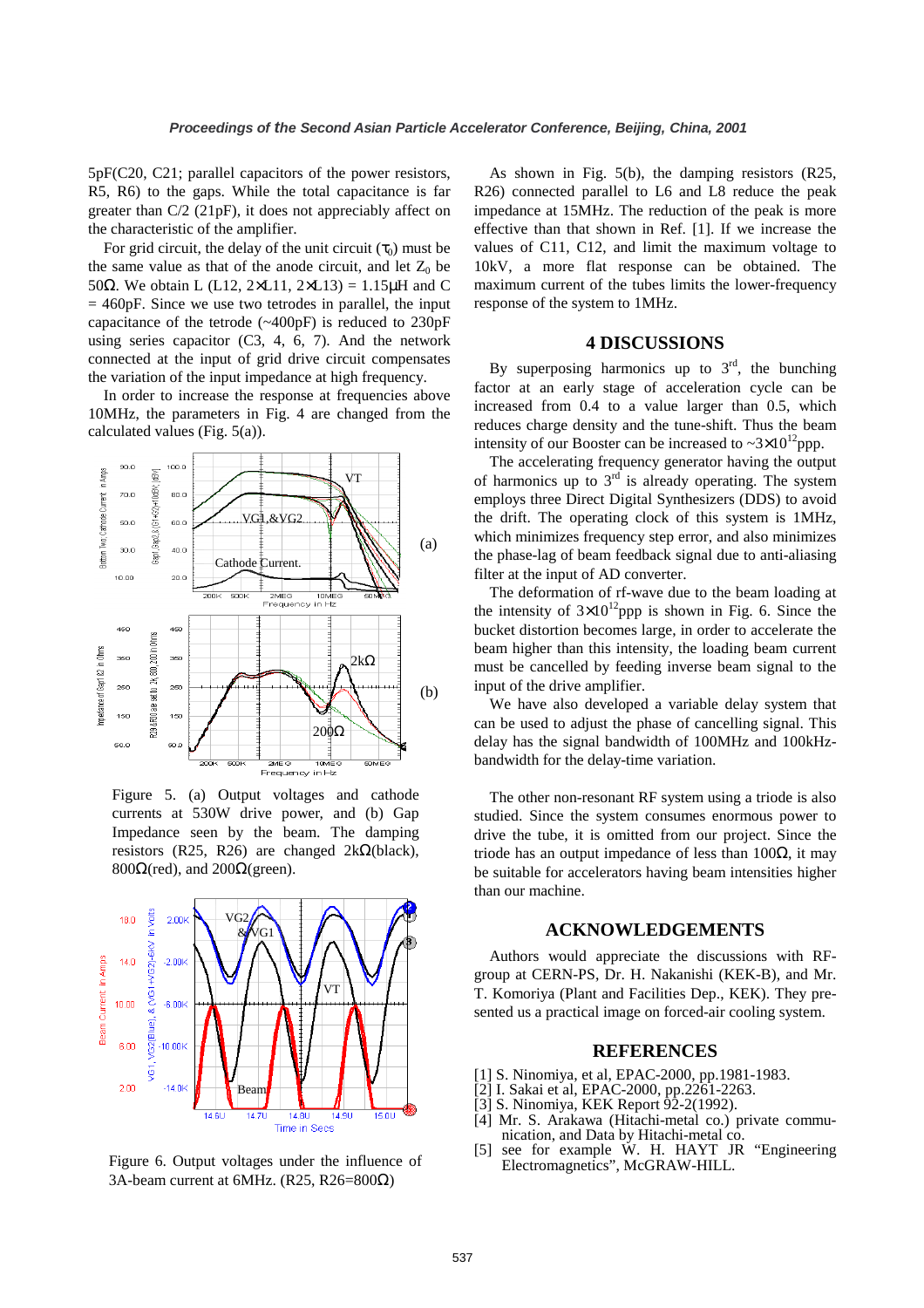5pF(C20, C21; parallel capacitors of the power resistors, R5, R6) to the gaps. While the total capacitance is far greater than C/2 (21pF), it does not appreciably affect on the characteristic of the amplifier.

For grid circuit, the delay of the unit circuit ($\tau_0$) must be the same value as that of the anode circuit, and let $Z_0$ be 50Ω. We obtain L (L12, 2×L11, 2×L13) = 1.15μH and C = 460pF. Since we use two tetrodes in parallel, the input capacitance of the tetrode (~400pF) is reduced to 230pF using series capacitor (C3, 4, 6, 7). And the network connected at the input of grid drive circuit compensates the variation of the input impedance at high frequency.

In order to increase the response at frequencies above 10MHz, the parameters in Fig. 4 are changed from the calculated values (Fig. 5(a)).

90.0
70.0
50.0
30.0
10.00
Bottom Two, Cathode Current in Amps
100.0
80.0
60.0
40.0
20.0
Gap1,Gap2,& (G1+G2)+10dBV, (dBV)
VT
VG1,&VG2
Cathode Current.
(a)
200K 500K 2MEG 10MEG 50MEG
Frequency in Hz

450
350
250
150
50.0
Impedance of Gap1,2 in Ohms
450
350
250
150
50.0
R25 & R26 are set to 2k, 800, 200 in Ohms
2kΩ
200Ω
(b)
200K 500K 2MEG 10MEG 50MEG
Frequency in Hz

Figure 5. (a) Output voltages and cathode currents at 530W drive power, and (b) Gap Impedance seen by the beam. The damping resistors (R25, R26) are changed 2kΩ(black), 800Ω(red), and 200Ω(green).

18.0
14.0
10.00
6.00
2.00
Beam Current in Amps
2.00K
-2.00K
-6.00K
-10.00K
-14.0K
VG1, VG2(Blue), & (VG1+VG2)-6kV in Volts
VG2
& VG1
VT
Beam
14.6U 14.7U 14.8U 14.9U 15.0U
Time in Secs

Figure 6. Output voltages under the influence of 3A-beam current at 6MHz. (R25, R26=800Ω)

As shown in Fig. 5(b), the damping resistors (R25, R26) connected parallel to L6 and L8 reduce the peak impedance at 15MHz. The reduction of the peak is more effective than that shown in Ref. [1]. If we increase the values of C11, C12, and limit the maximum voltage to 10kV, a more flat response can be obtained. The maximum current of the tubes limits the lower-frequency response of the system to 1MHz.

## 4 DISCUSSIONS

By superposing harmonics up to 3[rd], the bunching factor at an early stage of acceleration cycle can be increased from 0.4 to a value larger than 0.5, which reduces charge density and the tune-shift. Thus the beam intensity of our Booster can be increased to $\sim 3\times 10^{12}$ppp.

The accelerating frequency generator having the output of harmonics up to 3[rd] is already operating. The system employs three Direct Digital Synthesizers (DDS) to avoid the drift. The operating clock of this system is 1MHz, which minimizes frequency step error, and also minimizes the phase-lag of beam feedback signal due to anti-aliasing filter at the input of AD converter.

The deformation of rf-wave due to the beam loading at the intensity of $3\times 10^{12}$ppp is shown in Fig. 6. Since the bucket distortion becomes large, in order to accelerate the beam higher than this intensity, the loading beam current must be cancelled by feeding inverse beam signal to the input of the drive amplifier.

We have also developed a variable delay system that can be used to adjust the phase of cancelling signal. This delay has the signal bandwidth of 100MHz and 100kHz-bandwidth for the delay-time variation.

The other non-resonant RF system using a triode is also studied. Since the system consumes enormous power to drive the tube, it is omitted from our project. Since the triode has an output impedance of less than 100Ω, it may be suitable for accelerators having beam intensities higher than our machine.

## ACKNOWLEDGEMENTS

Authors would appreciate the discussions with RF-group at CERN-PS, Dr. H. Nakanishi (KEK-B), and Mr. T. Komoriya (Plant and Facilities Dep., KEK). They presented us a practical image on forced-air cooling system.

## REFERENCES

[1] S. Ninomiya, et al, EPAC-2000, pp.1981-1983.
[2] I. Sakai et al, EPAC-2000, pp.2261-2263.
[3] S. Ninomiya, KEK Report 92-2(1992).
[4] Mr. S. Arakawa (Hitachi-metal co.) private communication, and Data by Hitachi-metal co.
[5] see for example W. H. HAYT JR "Engineering Electromagnetics", McGRAW-HILL.